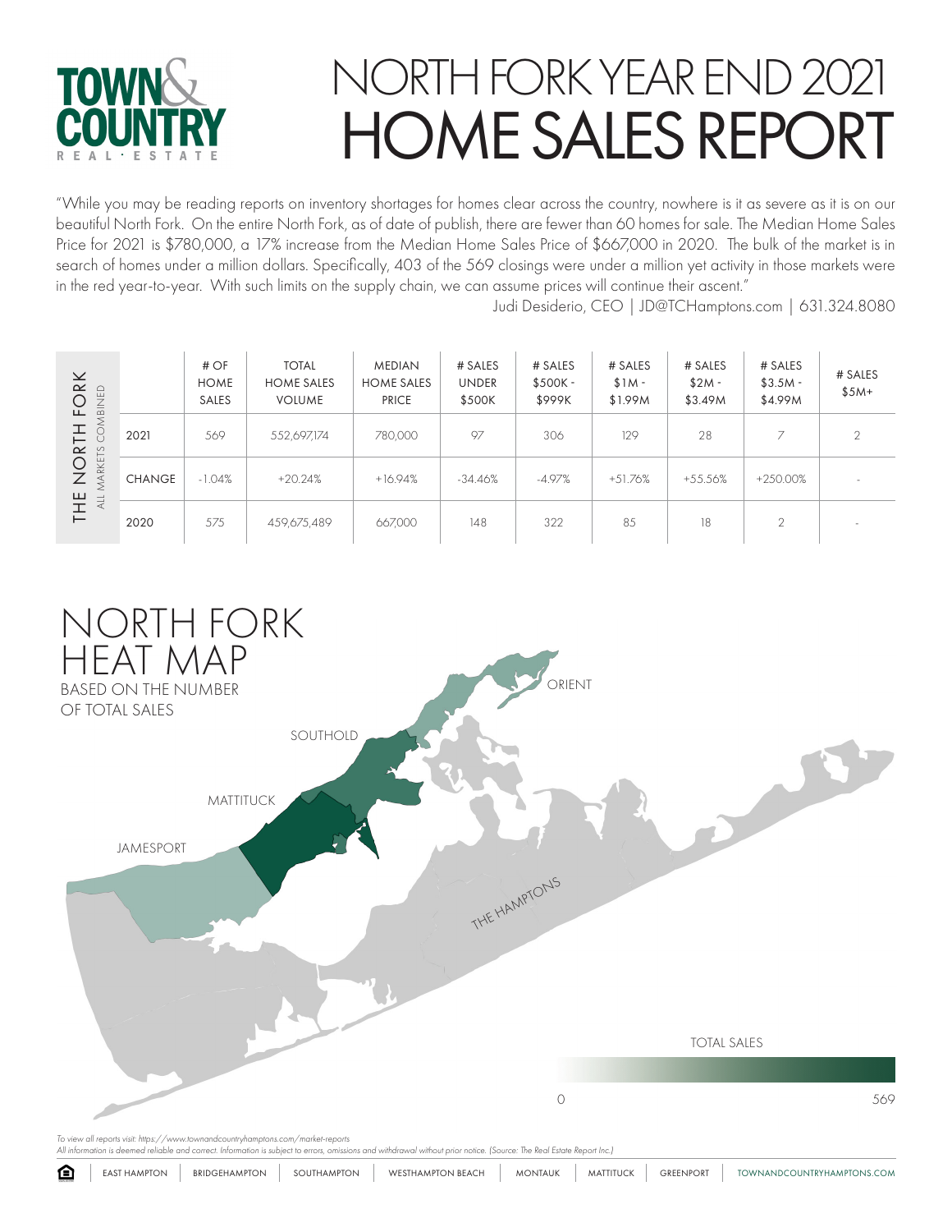# NORTH FORK YEAR END 2021
# HOME SALES REPORT

"While you may be reading reports on inventory shortages for homes clear across the country, nowhere is it as severe as it is on our beautiful North Fork. On the entire North Fork, as of date of publish, there are fewer than 60 homes for sale. The Median Home Sales Price for 2021 is $780,000, a 17% increase from the Median Home Sales Price of $667,000 in 2020. The bulk of the market is in search of homes under a million dollars. Specifically, 403 of the 569 closings were under a million yet activity in those markets were in the red year-to-year. With such limits on the supply chain, we can assume prices will continue their ascent."

Judi Desiderio, CEO | JD@TCHamptons.com | 631.324.8080

**THE NORTH FORK** — ALL MARKETS COMBINED

| | # OF HOME SALES | TOTAL HOME SALES VOLUME | MEDIAN HOME SALES PRICE | # SALES UNDER $500K | # SALES $500K - $999K | # SALES $1M - $1.99M | # SALES $2M - $3.49M | # SALES $3.5M - $4.99M | # SALES $5M+ |
|---|---|---|---|---|---|---|---|---|---|
| 2021 | 569 | 552,697,174 | 780,000 | 97 | 306 | 129 | 28 | 7 | 2 |
| CHANGE | -1.04% | +20.24% | +16.94% | -34.46% | -4.97% | +51.76% | +55.56% | +250.00% | - |
| 2020 | 575 | 459,675,489 | 667,000 | 148 | 322 | 85 | 18 | 2 | - |

## NORTH FORK HEAT MAP

BASED ON THE NUMBER OF TOTAL SALES

ORIENT

SOUTHOLD

MATTITUCK

JAMESPORT

THE HAMPTONS

TOTAL SALES

0 — 569

*To view all reports visit: https://www.townandcountryhamptons.com/market-reports*

*All information is deemed reliable and correct. Information is subject to errors, omissions and withdrawal without prior notice. (Source: The Real Estate Report Inc.)*

EAST HAMPTON | BRIDGEHAMPTON | SOUTHAMPTON | WESTHAMPTON BEACH | MONTAUK | MATTITUCK | GREENPORT | TOWNANDCOUNTRYHAMPTONS.COM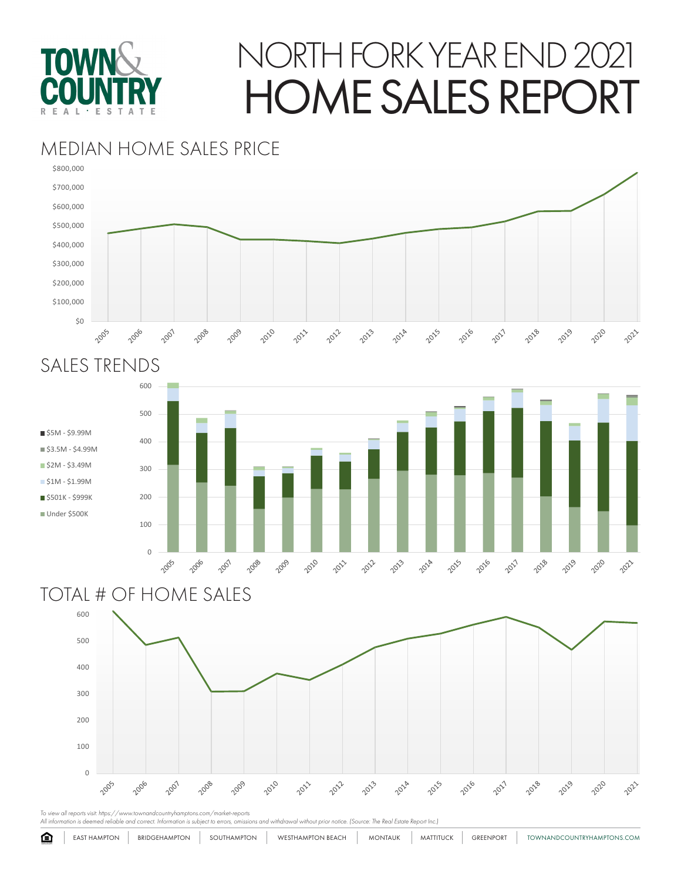TOWN & COUNTRY REAL · ESTATE

# NORTH FORK YEAR END 2021 HOME SALES REPORT

## MEDIAN HOME SALES PRICE

$800,000
$700,000
$600,000
$500,000
$400,000
$300,000
$200,000
$100,000
$0

2005 2006 2007 2008 2009 2010 2011 2012 2013 2014 2015 2016 2017 2018 2019 2020 2021

## SALES TRENDS

- $5M - $9.99M
- $3.5M - $4.99M
- $2M - $3.49M
- $1M - $1.99M
- $501K - $999K
- Under $500K

600
500
400
300
200
100
0

2005 2006 2007 2008 2009 2010 2011 2012 2013 2014 2015 2016 2017 2018 2019 2020 2021

## TOTAL # OF HOME SALES

600
500
400
300
200
100
0

2005 2006 2007 2008 2009 2010 2011 2012 2013 2014 2015 2016 2017 2018 2019 2020 2021

*To view all reports visit: https://www.townandcountryhamptons.com/market-reports*
*All information is deemed reliable and correct. Information is subject to errors, omissions and withdrawal without prior notice. (Source: The Real Estate Report Inc.)*

EAST HAMPTON | BRIDGEHAMPTON | SOUTHAMPTON | WESTHAMPTON BEACH | MONTAUK | MATTITUCK | GREENPORT | TOWNANDCOUNTRYHAMPTONS.COM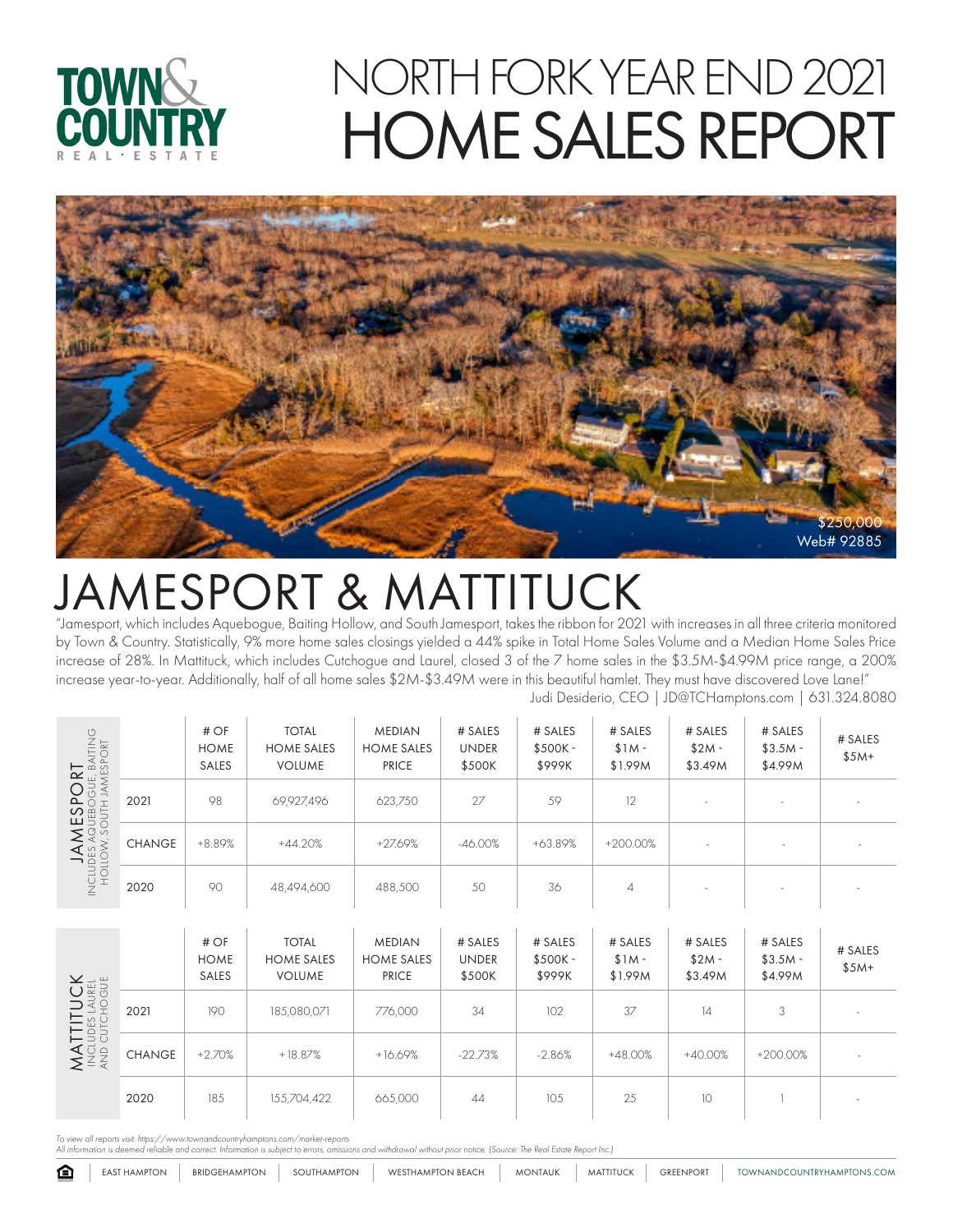TOWN & COUNTRY REAL · ESTATE

# NORTH FORK YEAR END 2021 HOME SALES REPORT

$250,000
Web# 92885

# JAMESPORT & MATTITUCK

"Jamesport, which includes Aquebogue, Baiting Hollow, and South Jamesport, takes the ribbon for 2021 with increases in all three criteria monitored by Town & Country. Statistically, 9% more home sales closings yielded a 44% spike in Total Home Sales Volume and a Median Home Sales Price increase of 28%. In Mattituck, which includes Cutchogue and Laurel, closed 3 of the 7 home sales in the $3.5M-$4.99M price range, a 200% increase year-to-year. Additionally, half of all home sales $2M-$3.49M were in this beautiful hamlet. They must have discovered Love Lane!"

Judi Desiderio, CEO | JD@TCHamptons.com | 631.324.8080

**JAMESPORT** (INCLUDES AQUEBOGUE, BAITING HOLLOW, SOUTH JAMESPORT)

| | # OF HOME SALES | TOTAL HOME SALES VOLUME | MEDIAN HOME SALES PRICE | # SALES UNDER $500K | # SALES $500K - $999K | # SALES $1M - $1.99M | # SALES $2M - $3.49M | # SALES $3.5M - $4.99M | # SALES $5M+ |
|---|---|---|---|---|---|---|---|---|---|
| 2021 | 98 | 69,927,496 | 623,750 | 27 | 59 | 12 | - | - | - |
| CHANGE | +8.89% | +44.20% | +27.69% | -46.00% | +63.89% | +200.00% | - | - | - |
| 2020 | 90 | 48,494,600 | 488,500 | 50 | 36 | 4 | - | - | - |

**MATTITUCK** (INCLUDES LAUREL AND CUTCHOGUE)

| | # OF HOME SALES | TOTAL HOME SALES VOLUME | MEDIAN HOME SALES PRICE | # SALES UNDER $500K | # SALES $500K - $999K | # SALES $1M - $1.99M | # SALES $2M - $3.49M | # SALES $3.5M - $4.99M | # SALES $5M+ |
|---|---|---|---|---|---|---|---|---|---|
| 2021 | 190 | 185,080,071 | 776,000 | 34 | 102 | 37 | 14 | 3 | - |
| CHANGE | +2.70% | +18.87% | +16.69% | -22.73% | -2.86% | +48.00% | +40.00% | +200.00% | - |
| 2020 | 185 | 155,704,422 | 665,000 | 44 | 105 | 25 | 10 | 1 | - |

*To view all reports visit: https://www.townandcountryhamptons.com/market-reports*
*All information is deemed reliable and correct. Information is subject to errors, omissions and withdrawal without prior notice. (Source: The Real Estate Report Inc.)*

EAST HAMPTON | BRIDGEHAMPTON | SOUTHAMPTON | WESTHAMPTON BEACH | MONTAUK | MATTITUCK | GREENPORT | TOWNANDCOUNTRYHAMPTONS.COM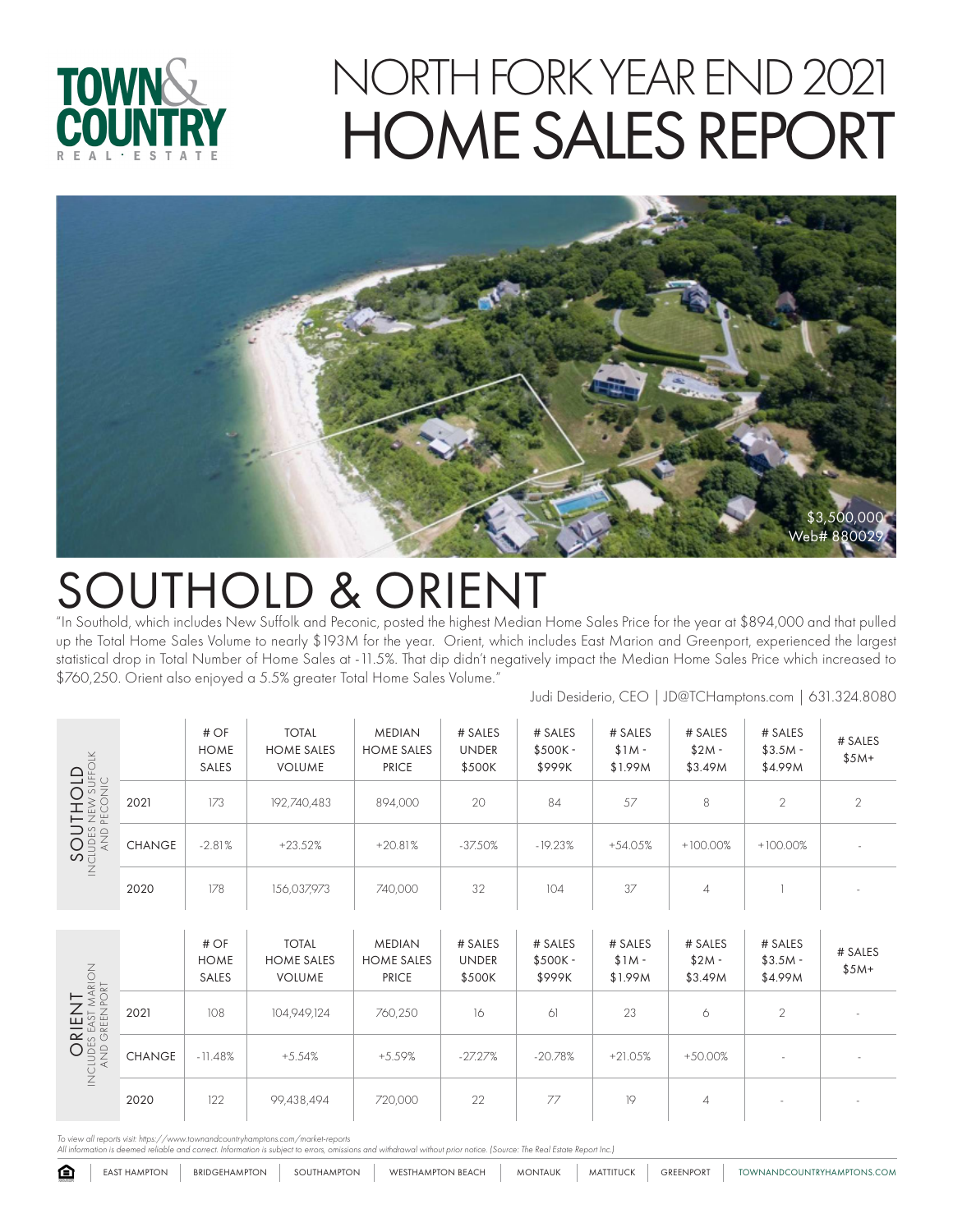TOWN & COUNTRY REAL · ESTATE

# NORTH FORK YEAR END 2021 HOME SALES REPORT

$3,500,000
Web# 880029

## SOUTHOLD & ORIENT

"In Southold, which includes New Suffolk and Peconic, posted the highest Median Home Sales Price for the year at $894,000 and that pulled up the Total Home Sales Volume to nearly $193M for the year. Orient, which includes East Marion and Greenport, experienced the largest statistical drop in Total Number of Home Sales at -11.5%. That dip didn't negatively impact the Median Home Sales Price which increased to $760,250. Orient also enjoyed a 5.5% greater Total Home Sales Volume."

Judi Desiderio, CEO | JD@TCHamptons.com | 631.324.8080

| SOUTHOLD INCLUDES NEW SUFFOLK AND PECONIC | # OF HOME SALES | TOTAL HOME SALES VOLUME | MEDIAN HOME SALES PRICE | # SALES UNDER $500K | # SALES $500K - $999K | # SALES $1M - $1.99M | # SALES $2M - $3.49M | # SALES $3.5M - $4.99M | # SALES $5M+ |
|---|---|---|---|---|---|---|---|---|---|
| 2021 | 173 | 192,740,483 | 894,000 | 20 | 84 | 57 | 8 | 2 | 2 |
| CHANGE | -2.81% | +23.52% | +20.81% | -37.50% | -19.23% | +54.05% | +100.00% | +100.00% | - |
| 2020 | 178 | 156,037,973 | 740,000 | 32 | 104 | 37 | 4 | 1 | - |

| ORIENT INCLUDES EAST MARION AND GREENPORT | # OF HOME SALES | TOTAL HOME SALES VOLUME | MEDIAN HOME SALES PRICE | # SALES UNDER $500K | # SALES $500K - $999K | # SALES $1M - $1.99M | # SALES $2M - $3.49M | # SALES $3.5M - $4.99M | # SALES $5M+ |
|---|---|---|---|---|---|---|---|---|---|
| 2021 | 108 | 104,949,124 | 760,250 | 16 | 61 | 23 | 6 | 2 | - |
| CHANGE | -11.48% | +5.54% | +5.59% | -27.27% | -20.78% | +21.05% | +50.00% | - | - |
| 2020 | 122 | 99,438,494 | 720,000 | 22 | 77 | 19 | 4 | - | - |

*To view all reports visit: https://www.townandcountryhamptons.com/market-reports*
*All information is deemed reliable and correct. Information is subject to errors, omissions and withdrawal without prior notice. (Source: The Real Estate Report Inc.)*

EAST HAMPTON | BRIDGEHAMPTON | SOUTHAMPTON | WESTHAMPTON BEACH | MONTAUK | MATTITUCK | GREENPORT | TOWNANDCOUNTRYHAMPTONS.COM